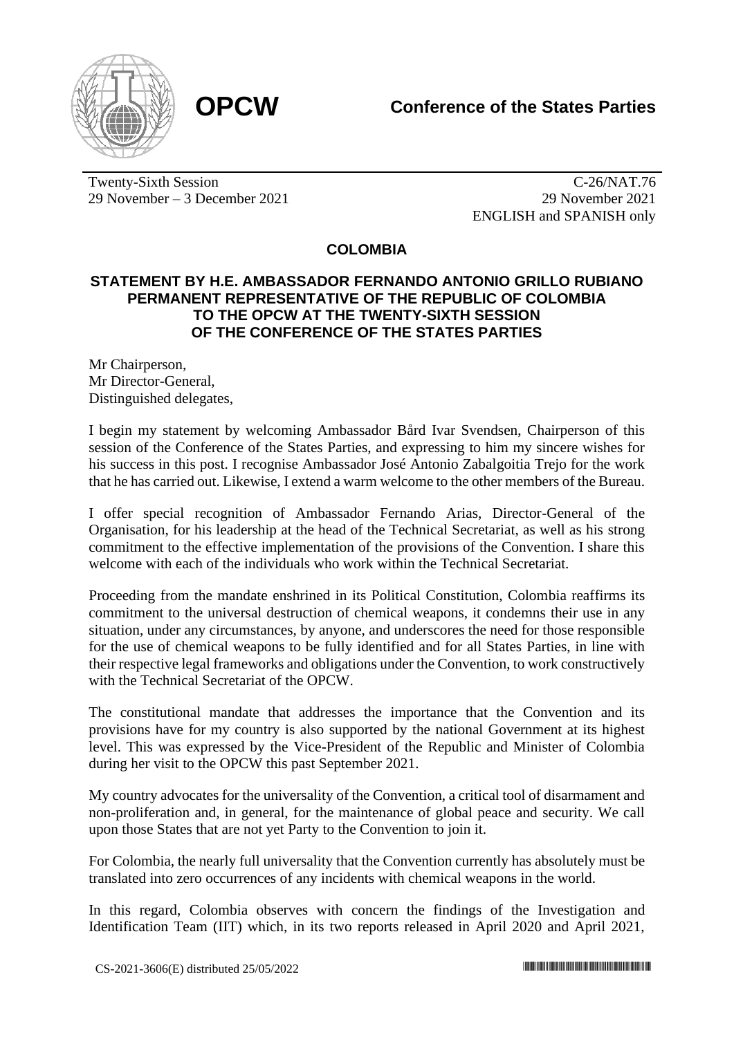**OPCW** **Conference of the States Parties**

Twenty-Sixth Session
29 November – 3 December 2021

C-26/NAT.76
29 November 2021
ENGLISH and SPANISH only

## COLOMBIA

### STATEMENT BY H.E. AMBASSADOR FERNANDO ANTONIO GRILLO RUBIANO PERMANENT REPRESENTATIVE OF THE REPUBLIC OF COLOMBIA TO THE OPCW AT THE TWENTY-SIXTH SESSION OF THE CONFERENCE OF THE STATES PARTIES

Mr Chairperson,
Mr Director-General,
Distinguished delegates,

I begin my statement by welcoming Ambassador Bård Ivar Svendsen, Chairperson of this session of the Conference of the States Parties, and expressing to him my sincere wishes for his success in this post. I recognise Ambassador José Antonio Zabalgoitia Trejo for the work that he has carried out. Likewise, I extend a warm welcome to the other members of the Bureau.

I offer special recognition of Ambassador Fernando Arias, Director-General of the Organisation, for his leadership at the head of the Technical Secretariat, as well as his strong commitment to the effective implementation of the provisions of the Convention. I share this welcome with each of the individuals who work within the Technical Secretariat.

Proceeding from the mandate enshrined in its Political Constitution, Colombia reaffirms its commitment to the universal destruction of chemical weapons, it condemns their use in any situation, under any circumstances, by anyone, and underscores the need for those responsible for the use of chemical weapons to be fully identified and for all States Parties, in line with their respective legal frameworks and obligations under the Convention, to work constructively with the Technical Secretariat of the OPCW.

The constitutional mandate that addresses the importance that the Convention and its provisions have for my country is also supported by the national Government at its highest level. This was expressed by the Vice-President of the Republic and Minister of Colombia during her visit to the OPCW this past September 2021.

My country advocates for the universality of the Convention, a critical tool of disarmament and non-proliferation and, in general, for the maintenance of global peace and security. We call upon those States that are not yet Party to the Convention to join it.

For Colombia, the nearly full universality that the Convention currently has absolutely must be translated into zero occurrences of any incidents with chemical weapons in the world.

In this regard, Colombia observes with concern the findings of the Investigation and Identification Team (IIT) which, in its two reports released in April 2020 and April 2021,

CS-2021-3606(E) distributed 25/05/2022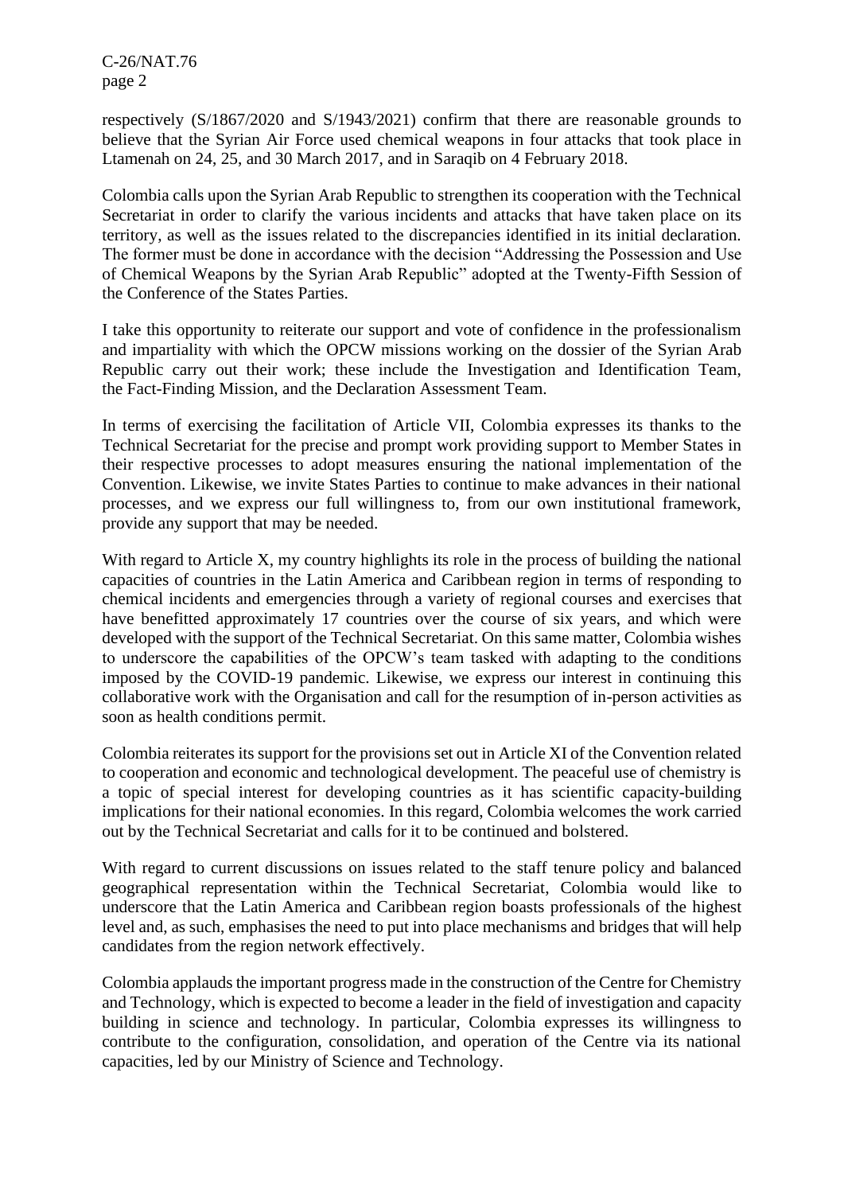respectively (S/1867/2020 and S/1943/2021) confirm that there are reasonable grounds to believe that the Syrian Air Force used chemical weapons in four attacks that took place in Ltamenah on 24, 25, and 30 March 2017, and in Saraqib on 4 February 2018.

Colombia calls upon the Syrian Arab Republic to strengthen its cooperation with the Technical Secretariat in order to clarify the various incidents and attacks that have taken place on its territory, as well as the issues related to the discrepancies identified in its initial declaration. The former must be done in accordance with the decision "Addressing the Possession and Use of Chemical Weapons by the Syrian Arab Republic" adopted at the Twenty-Fifth Session of the Conference of the States Parties.

I take this opportunity to reiterate our support and vote of confidence in the professionalism and impartiality with which the OPCW missions working on the dossier of the Syrian Arab Republic carry out their work; these include the Investigation and Identification Team, the Fact-Finding Mission, and the Declaration Assessment Team.

In terms of exercising the facilitation of Article VII, Colombia expresses its thanks to the Technical Secretariat for the precise and prompt work providing support to Member States in their respective processes to adopt measures ensuring the national implementation of the Convention. Likewise, we invite States Parties to continue to make advances in their national processes, and we express our full willingness to, from our own institutional framework, provide any support that may be needed.

With regard to Article X, my country highlights its role in the process of building the national capacities of countries in the Latin America and Caribbean region in terms of responding to chemical incidents and emergencies through a variety of regional courses and exercises that have benefitted approximately 17 countries over the course of six years, and which were developed with the support of the Technical Secretariat. On this same matter, Colombia wishes to underscore the capabilities of the OPCW's team tasked with adapting to the conditions imposed by the COVID-19 pandemic. Likewise, we express our interest in continuing this collaborative work with the Organisation and call for the resumption of in-person activities as soon as health conditions permit.

Colombia reiterates its support for the provisions set out in Article XI of the Convention related to cooperation and economic and technological development. The peaceful use of chemistry is a topic of special interest for developing countries as it has scientific capacity-building implications for their national economies. In this regard, Colombia welcomes the work carried out by the Technical Secretariat and calls for it to be continued and bolstered.

With regard to current discussions on issues related to the staff tenure policy and balanced geographical representation within the Technical Secretariat, Colombia would like to underscore that the Latin America and Caribbean region boasts professionals of the highest level and, as such, emphasises the need to put into place mechanisms and bridges that will help candidates from the region network effectively.

Colombia applauds the important progress made in the construction of the Centre for Chemistry and Technology, which is expected to become a leader in the field of investigation and capacity building in science and technology. In particular, Colombia expresses its willingness to contribute to the configuration, consolidation, and operation of the Centre via its national capacities, led by our Ministry of Science and Technology.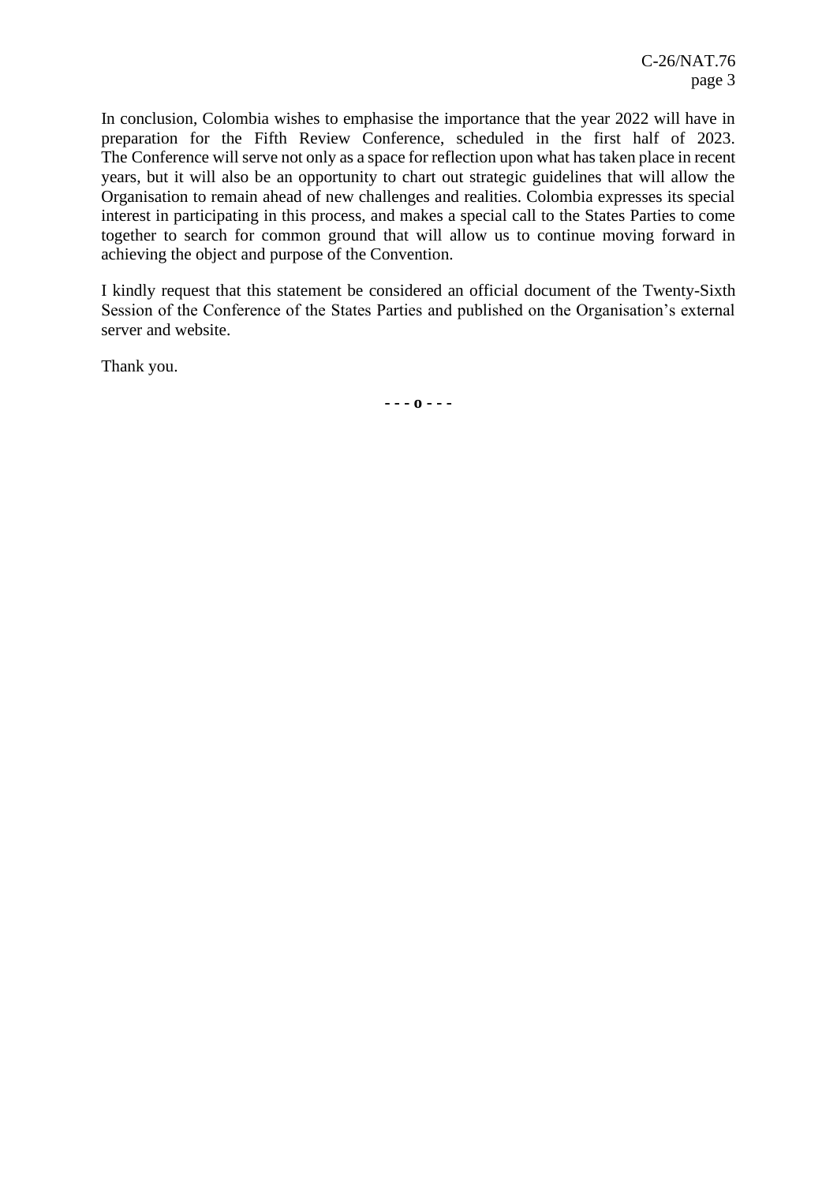In conclusion, Colombia wishes to emphasise the importance that the year 2022 will have in preparation for the Fifth Review Conference, scheduled in the first half of 2023. The Conference will serve not only as a space for reflection upon what has taken place in recent years, but it will also be an opportunity to chart out strategic guidelines that will allow the Organisation to remain ahead of new challenges and realities. Colombia expresses its special interest in participating in this process, and makes a special call to the States Parties to come together to search for common ground that will allow us to continue moving forward in achieving the object and purpose of the Convention.

I kindly request that this statement be considered an official document of the Twenty-Sixth Session of the Conference of the States Parties and published on the Organisation's external server and website.

Thank you.

- - - **o** - - -